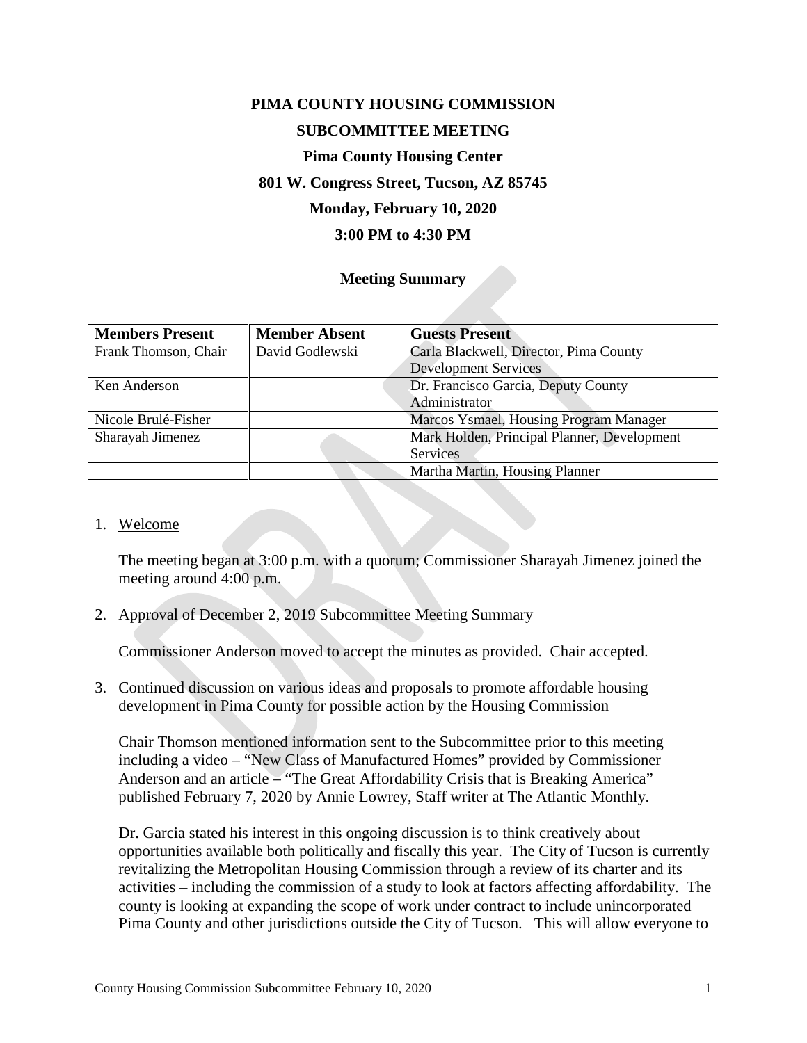# PIMA COUNTY HOUSING COMMISSION

## SUBCOMMITTEE MEETING

**Pima County Housing Center**

**801 W. Congress Street, Tucson, AZ 85745**

**Monday, February 10, 2020**

**3:00 PM to 4:30 PM**

### Meeting Summary

| Members Present | Member Absent | Guests Present |
|---|---|---|
| Frank Thomson, Chair | David Godlewski | Carla Blackwell, Director, Pima County Development Services |
| Ken Anderson | | Dr. Francisco Garcia, Deputy County Administrator |
| Nicole Brulé-Fisher | | Marcos Ysmael, Housing Program Manager |
| Sharayah Jimenez | | Mark Holden, Principal Planner, Development Services |
| | | Martha Martin, Housing Planner |

1. Welcome

   The meeting began at 3:00 p.m. with a quorum; Commissioner Sharayah Jimenez joined the meeting around 4:00 p.m.

2. Approval of December 2, 2019 Subcommittee Meeting Summary

   Commissioner Anderson moved to accept the minutes as provided. Chair accepted.

3. Continued discussion on various ideas and proposals to promote affordable housing development in Pima County for possible action by the Housing Commission

   Chair Thomson mentioned information sent to the Subcommittee prior to this meeting including a video – "New Class of Manufactured Homes" provided by Commissioner Anderson and an article – "The Great Affordability Crisis that is Breaking America" published February 7, 2020 by Annie Lowrey, Staff writer at The Atlantic Monthly.

   Dr. Garcia stated his interest in this ongoing discussion is to think creatively about opportunities available both politically and fiscally this year. The City of Tucson is currently revitalizing the Metropolitan Housing Commission through a review of its charter and its activities – including the commission of a study to look at factors affecting affordability. The county is looking at expanding the scope of work under contract to include unincorporated Pima County and other jurisdictions outside the City of Tucson. This will allow everyone to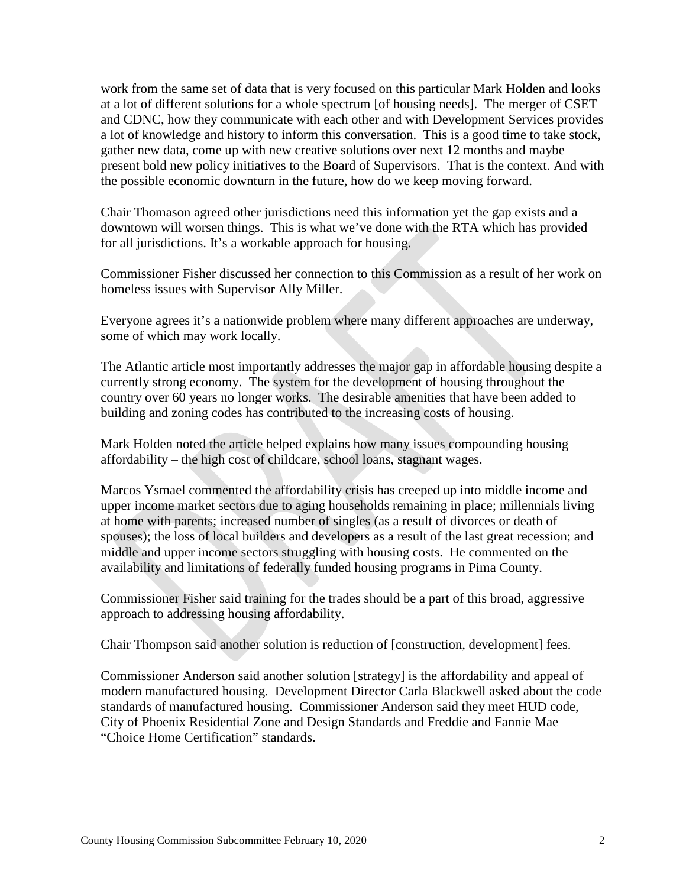work from the same set of data that is very focused on this particular Mark Holden and looks at a lot of different solutions for a whole spectrum [of housing needs]. The merger of CSET and CDNC, how they communicate with each other and with Development Services provides a lot of knowledge and history to inform this conversation. This is a good time to take stock, gather new data, come up with new creative solutions over next 12 months and maybe present bold new policy initiatives to the Board of Supervisors. That is the context. And with the possible economic downturn in the future, how do we keep moving forward.

Chair Thomason agreed other jurisdictions need this information yet the gap exists and a downtown will worsen things. This is what we've done with the RTA which has provided for all jurisdictions. It's a workable approach for housing.

Commissioner Fisher discussed her connection to this Commission as a result of her work on homeless issues with Supervisor Ally Miller.

Everyone agrees it's a nationwide problem where many different approaches are underway, some of which may work locally.

The Atlantic article most importantly addresses the major gap in affordable housing despite a currently strong economy. The system for the development of housing throughout the country over 60 years no longer works. The desirable amenities that have been added to building and zoning codes has contributed to the increasing costs of housing.

Mark Holden noted the article helped explains how many issues compounding housing affordability – the high cost of childcare, school loans, stagnant wages.

Marcos Ysmael commented the affordability crisis has creeped up into middle income and upper income market sectors due to aging households remaining in place; millennials living at home with parents; increased number of singles (as a result of divorces or death of spouses); the loss of local builders and developers as a result of the last great recession; and middle and upper income sectors struggling with housing costs. He commented on the availability and limitations of federally funded housing programs in Pima County.

Commissioner Fisher said training for the trades should be a part of this broad, aggressive approach to addressing housing affordability.

Chair Thompson said another solution is reduction of [construction, development] fees.

Commissioner Anderson said another solution [strategy] is the affordability and appeal of modern manufactured housing. Development Director Carla Blackwell asked about the code standards of manufactured housing. Commissioner Anderson said they meet HUD code, City of Phoenix Residential Zone and Design Standards and Freddie and Fannie Mae "Choice Home Certification" standards.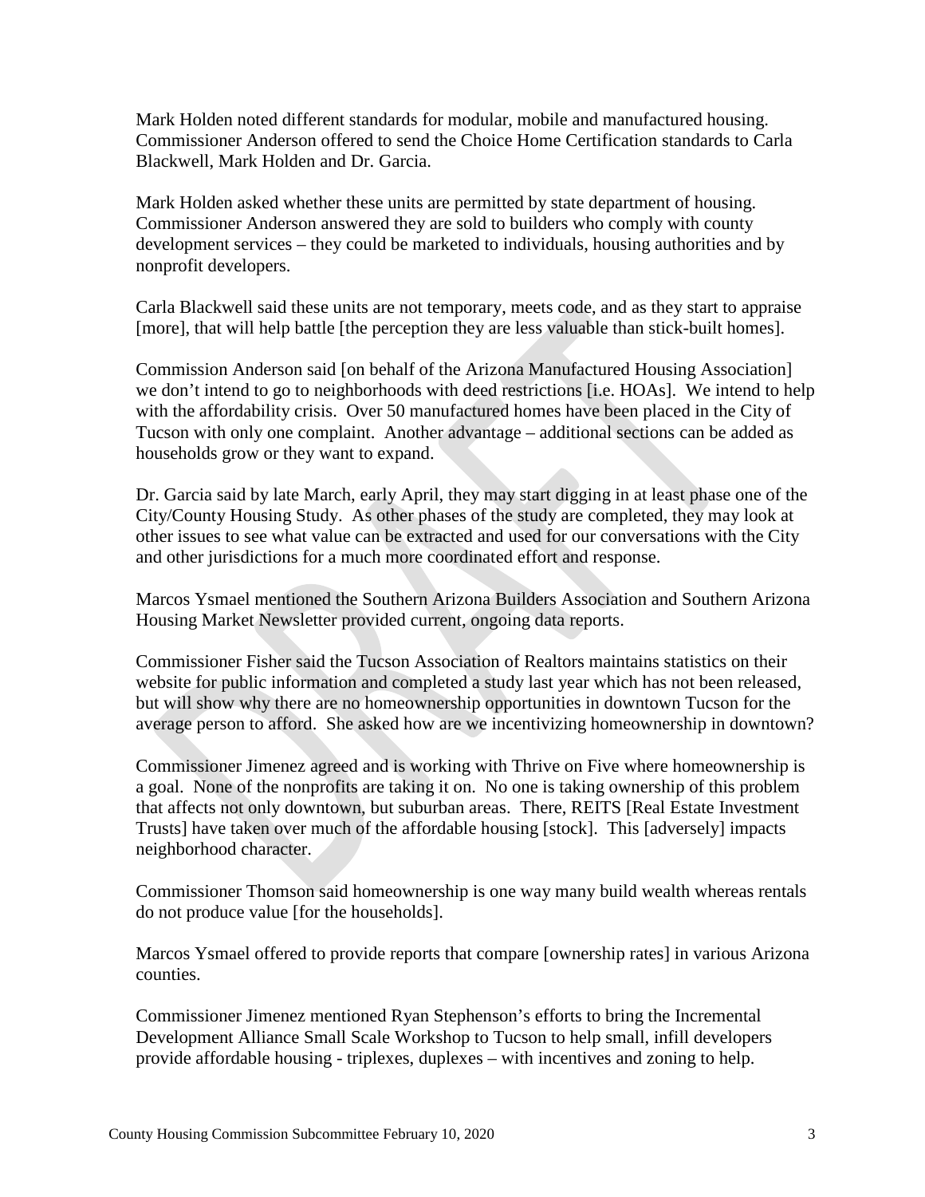Mark Holden noted different standards for modular, mobile and manufactured housing. Commissioner Anderson offered to send the Choice Home Certification standards to Carla Blackwell, Mark Holden and Dr. Garcia.

Mark Holden asked whether these units are permitted by state department of housing. Commissioner Anderson answered they are sold to builders who comply with county development services – they could be marketed to individuals, housing authorities and by nonprofit developers.

Carla Blackwell said these units are not temporary, meets code, and as they start to appraise [more], that will help battle [the perception they are less valuable than stick-built homes].

Commission Anderson said [on behalf of the Arizona Manufactured Housing Association] we don't intend to go to neighborhoods with deed restrictions [i.e. HOAs]. We intend to help with the affordability crisis. Over 50 manufactured homes have been placed in the City of Tucson with only one complaint. Another advantage – additional sections can be added as households grow or they want to expand.

Dr. Garcia said by late March, early April, they may start digging in at least phase one of the City/County Housing Study. As other phases of the study are completed, they may look at other issues to see what value can be extracted and used for our conversations with the City and other jurisdictions for a much more coordinated effort and response.

Marcos Ysmael mentioned the Southern Arizona Builders Association and Southern Arizona Housing Market Newsletter provided current, ongoing data reports.

Commissioner Fisher said the Tucson Association of Realtors maintains statistics on their website for public information and completed a study last year which has not been released, but will show why there are no homeownership opportunities in downtown Tucson for the average person to afford. She asked how are we incentivizing homeownership in downtown?

Commissioner Jimenez agreed and is working with Thrive on Five where homeownership is a goal. None of the nonprofits are taking it on. No one is taking ownership of this problem that affects not only downtown, but suburban areas. There, REITS [Real Estate Investment Trusts] have taken over much of the affordable housing [stock]. This [adversely] impacts neighborhood character.

Commissioner Thomson said homeownership is one way many build wealth whereas rentals do not produce value [for the households].

Marcos Ysmael offered to provide reports that compare [ownership rates] in various Arizona counties.

Commissioner Jimenez mentioned Ryan Stephenson's efforts to bring the Incremental Development Alliance Small Scale Workshop to Tucson to help small, infill developers provide affordable housing - triplexes, duplexes – with incentives and zoning to help.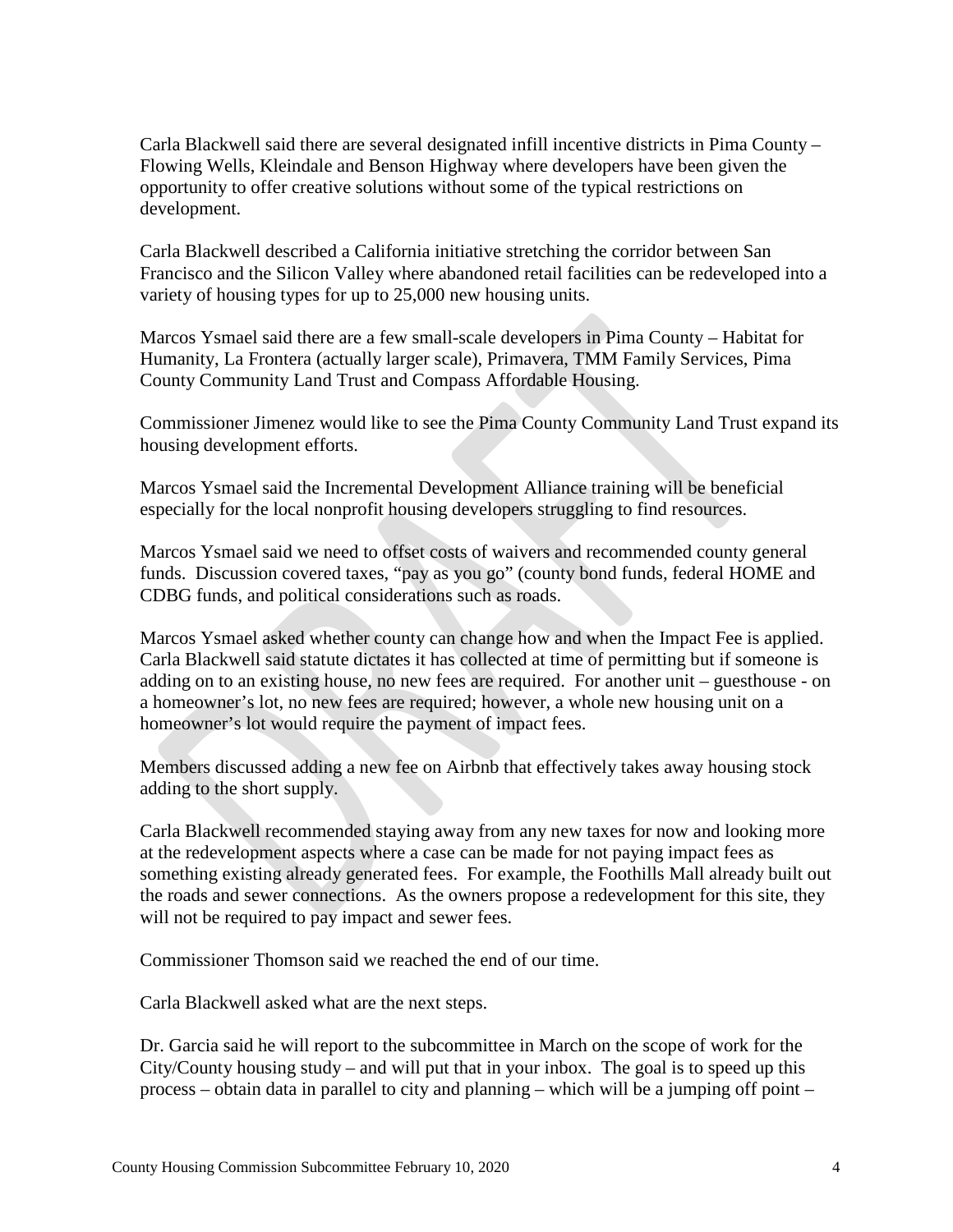Carla Blackwell said there are several designated infill incentive districts in Pima County – Flowing Wells, Kleindale and Benson Highway where developers have been given the opportunity to offer creative solutions without some of the typical restrictions on development.

Carla Blackwell described a California initiative stretching the corridor between San Francisco and the Silicon Valley where abandoned retail facilities can be redeveloped into a variety of housing types for up to 25,000 new housing units.

Marcos Ysmael said there are a few small-scale developers in Pima County – Habitat for Humanity, La Frontera (actually larger scale), Primavera, TMM Family Services, Pima County Community Land Trust and Compass Affordable Housing.

Commissioner Jimenez would like to see the Pima County Community Land Trust expand its housing development efforts.

Marcos Ysmael said the Incremental Development Alliance training will be beneficial especially for the local nonprofit housing developers struggling to find resources.

Marcos Ysmael said we need to offset costs of waivers and recommended county general funds. Discussion covered taxes, "pay as you go" (county bond funds, federal HOME and CDBG funds, and political considerations such as roads.

Marcos Ysmael asked whether county can change how and when the Impact Fee is applied. Carla Blackwell said statute dictates it has collected at time of permitting but if someone is adding on to an existing house, no new fees are required. For another unit – guesthouse - on a homeowner's lot, no new fees are required; however, a whole new housing unit on a homeowner's lot would require the payment of impact fees.

Members discussed adding a new fee on Airbnb that effectively takes away housing stock adding to the short supply.

Carla Blackwell recommended staying away from any new taxes for now and looking more at the redevelopment aspects where a case can be made for not paying impact fees as something existing already generated fees. For example, the Foothills Mall already built out the roads and sewer connections. As the owners propose a redevelopment for this site, they will not be required to pay impact and sewer fees.

Commissioner Thomson said we reached the end of our time.

Carla Blackwell asked what are the next steps.

Dr. Garcia said he will report to the subcommittee in March on the scope of work for the City/County housing study – and will put that in your inbox. The goal is to speed up this process – obtain data in parallel to city and planning – which will be a jumping off point –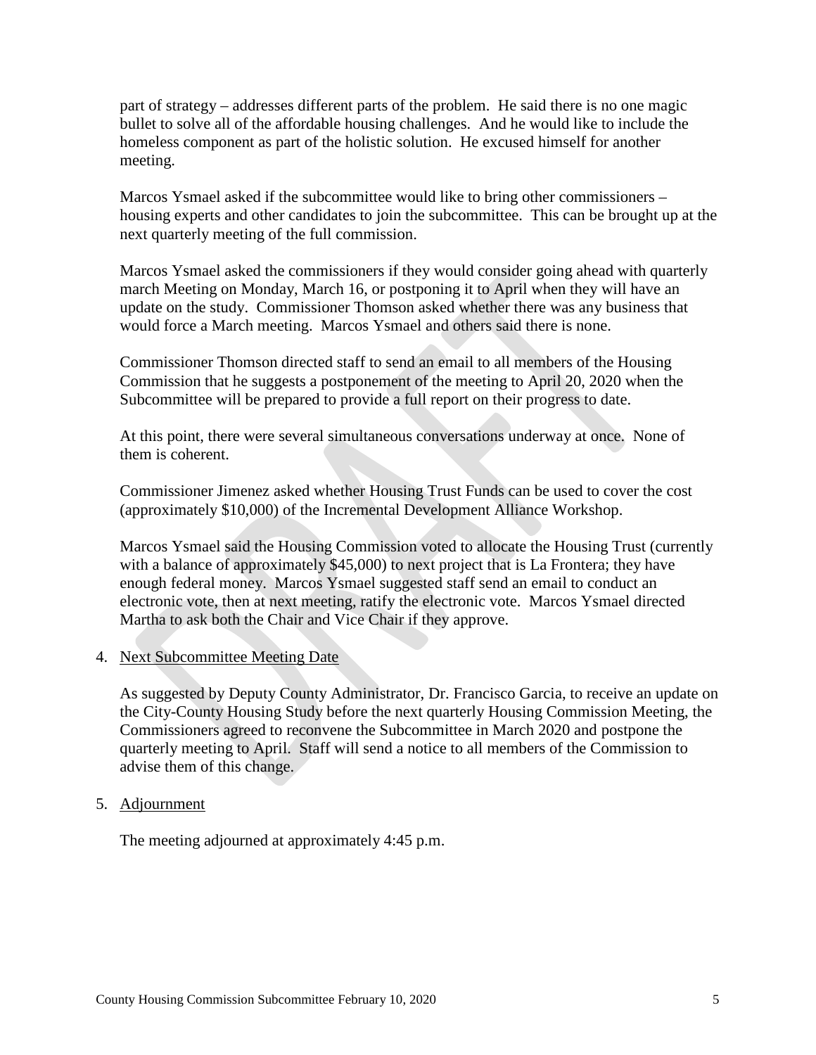part of strategy – addresses different parts of the problem. He said there is no one magic bullet to solve all of the affordable housing challenges. And he would like to include the homeless component as part of the holistic solution. He excused himself for another meeting.

Marcos Ysmael asked if the subcommittee would like to bring other commissioners – housing experts and other candidates to join the subcommittee. This can be brought up at the next quarterly meeting of the full commission.

Marcos Ysmael asked the commissioners if they would consider going ahead with quarterly march Meeting on Monday, March 16, or postponing it to April when they will have an update on the study. Commissioner Thomson asked whether there was any business that would force a March meeting. Marcos Ysmael and others said there is none.

Commissioner Thomson directed staff to send an email to all members of the Housing Commission that he suggests a postponement of the meeting to April 20, 2020 when the Subcommittee will be prepared to provide a full report on their progress to date.

At this point, there were several simultaneous conversations underway at once. None of them is coherent.

Commissioner Jimenez asked whether Housing Trust Funds can be used to cover the cost (approximately $10,000) of the Incremental Development Alliance Workshop.

Marcos Ysmael said the Housing Commission voted to allocate the Housing Trust (currently with a balance of approximately $45,000) to next project that is La Frontera; they have enough federal money. Marcos Ysmael suggested staff send an email to conduct an electronic vote, then at next meeting, ratify the electronic vote. Marcos Ysmael directed Martha to ask both the Chair and Vice Chair if they approve.

4. Next Subcommittee Meeting Date

   As suggested by Deputy County Administrator, Dr. Francisco Garcia, to receive an update on the City-County Housing Study before the next quarterly Housing Commission Meeting, the Commissioners agreed to reconvene the Subcommittee in March 2020 and postpone the quarterly meeting to April. Staff will send a notice to all members of the Commission to advise them of this change.

5. Adjournment

   The meeting adjourned at approximately 4:45 p.m.